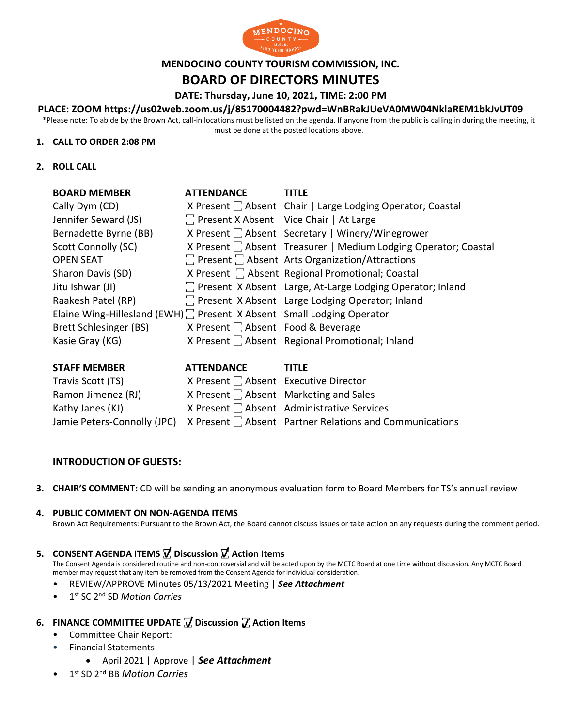MENDOCINO COUNTY TOURISM COMMISSION, INC.

# BOARD OF DIRECTORS MINUTES

**DATE: Thursday, June 10, 2021, TIME: 2:00 PM**

**PLACE: ZOOM https://us02web.zoom.us/j/85170004482?pwd=WnBRakJUeVA0MW04NklaREM1bkJvUT09**

*Please note: To abide by the Brown Act, call-in locations must be listed on the agenda. If anyone from the public is calling in during the meeting, it must be done at the posted locations above.

1. **CALL TO ORDER 2:08 PM**

2. **ROLL CALL**

| BOARD MEMBER | ATTENDANCE | TITLE |
|---|---|---|
| Cally Dym (CD) | X Present ☐ Absent | Chair \| Large Lodging Operator; Coastal |
| Jennifer Seward (JS) | ☐ Present X Absent | Vice Chair \| At Large |
| Bernadette Byrne (BB) | X Present ☐ Absent | Secretary \| Winery/Winegrower |
| Scott Connolly (SC) | X Present ☐ Absent | Treasurer \| Medium Lodging Operator; Coastal |
| OPEN SEAT | ☐ Present ☐ Absent | Arts Organization/Attractions |
| Sharon Davis (SD) | X Present ☐ Absent | Regional Promotional; Coastal |
| Jitu Ishwar (JI) | ☐ Present X Absent | Large, At-Large Lodging Operator; Inland |
| Raakesh Patel (RP) | ☐ Present X Absent | Large Lodging Operator; Inland |
| Elaine Wing-Hillesland (EWH) | ☐ Present X Absent | Small Lodging Operator |
| Brett Schlesinger (BS) | X Present ☐ Absent | Food & Beverage |
| Kasie Gray (KG) | X Present ☐ Absent | Regional Promotional; Inland |

| STAFF MEMBER | ATTENDANCE | TITLE |
|---|---|---|
| Travis Scott (TS) | X Present ☐ Absent | Executive Director |
| Ramon Jimenez (RJ) | X Present ☐ Absent | Marketing and Sales |
| Kathy Janes (KJ) | X Present ☐ Absent | Administrative Services |
| Jamie Peters-Connolly (JPC) | X Present ☐ Absent | Partner Relations and Communications |

**INTRODUCTION OF GUESTS:**

3. **CHAIR'S COMMENT:** CD will be sending an anonymous evaluation form to Board Members for TS's annual review

4. **PUBLIC COMMENT ON NON-AGENDA ITEMS**
   Brown Act Requirements: Pursuant to the Brown Act, the Board cannot discuss issues or take action on any requests during the comment period.

5. **CONSENT AGENDA ITEMS ☑ Discussion ☑ Action Items**
   The Consent Agenda is considered routine and non-controversial and will be acted upon by the MCTC Board at one time without discussion. Any MCTC Board member may request that any item be removed from the Consent Agenda for individual consideration.
   - REVIEW/APPROVE Minutes 05/13/2021 Meeting | ***See Attachment***
   - 1st SC 2nd SD *Motion Carries*

6. **FINANCE COMMITTEE UPDATE ☑ Discussion ☑ Action Items**
   - Committee Chair Report:
   - Financial Statements
     - April 2021 | Approve | ***See Attachment***
   - 1st SD 2nd BB *Motion Carries*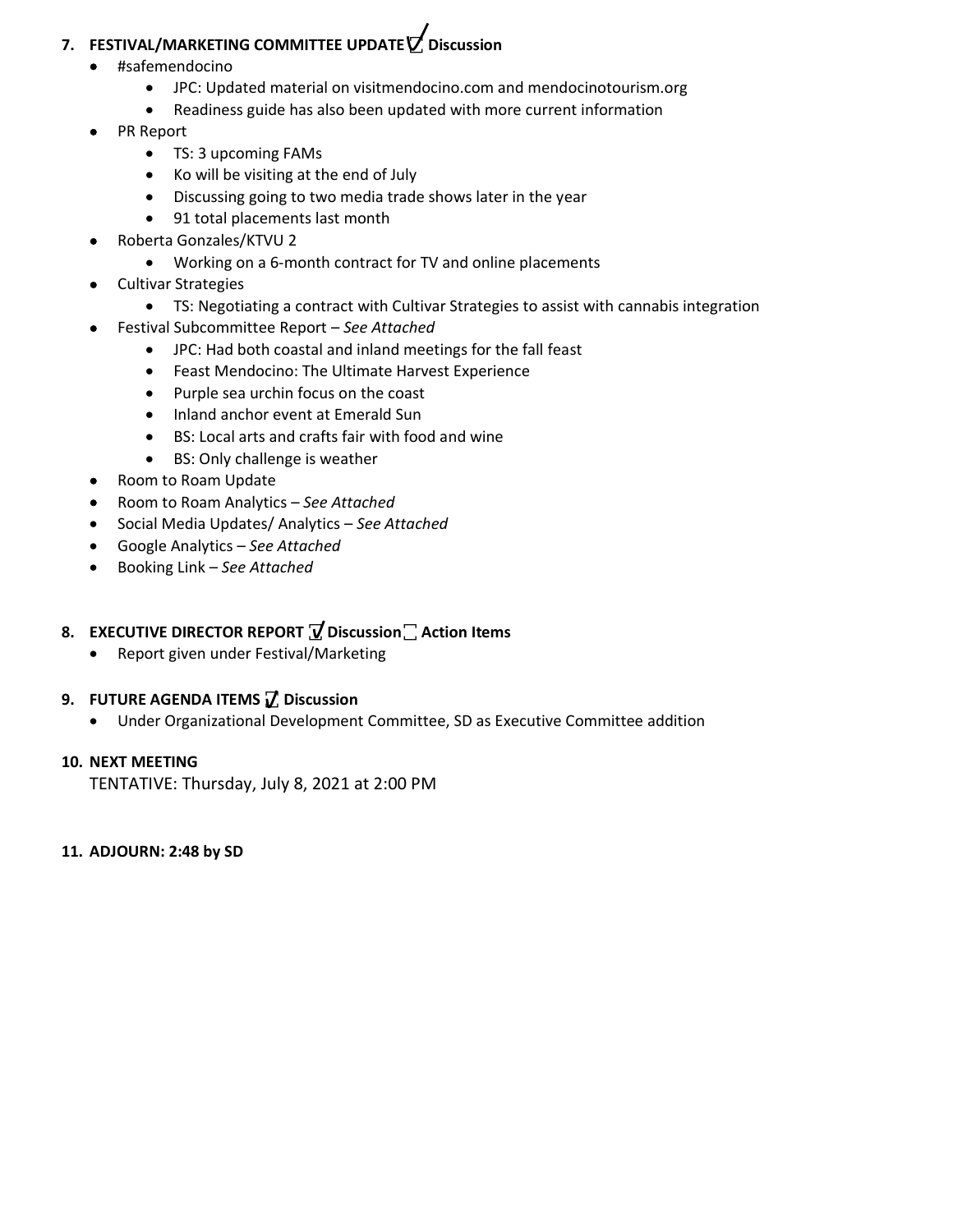7. **FESTIVAL/MARKETING COMMITTEE UPDATE ☑ Discussion**
   - #safemendocino
     - JPC: Updated material on visitmendocino.com and mendocinotourism.org
     - Readiness guide has also been updated with more current information
   - PR Report
     - TS: 3 upcoming FAMs
     - Ko will be visiting at the end of July
     - Discussing going to two media trade shows later in the year
     - 91 total placements last month
   - Roberta Gonzales/KTVU 2
     - Working on a 6-month contract for TV and online placements
   - Cultivar Strategies
     - TS: Negotiating a contract with Cultivar Strategies to assist with cannabis integration
   - Festival Subcommittee Report – *See Attached*
     - JPC: Had both coastal and inland meetings for the fall feast
     - Feast Mendocino: The Ultimate Harvest Experience
     - Purple sea urchin focus on the coast
     - Inland anchor event at Emerald Sun
     - BS: Local arts and crafts fair with food and wine
     - BS: Only challenge is weather
   - Room to Roam Update
   - Room to Roam Analytics – *See Attached*
   - Social Media Updates/ Analytics – *See Attached*
   - Google Analytics – *See Attached*
   - Booking Link – *See Attached*

8. **EXECUTIVE DIRECTOR REPORT ☑ Discussion ☐ Action Items**
   - Report given under Festival/Marketing

9. **FUTURE AGENDA ITEMS ☑ Discussion**
   - Under Organizational Development Committee, SD as Executive Committee addition

10. **NEXT MEETING**

    TENTATIVE: Thursday, July 8, 2021 at 2:00 PM

11. **ADJOURN: 2:48 by SD**